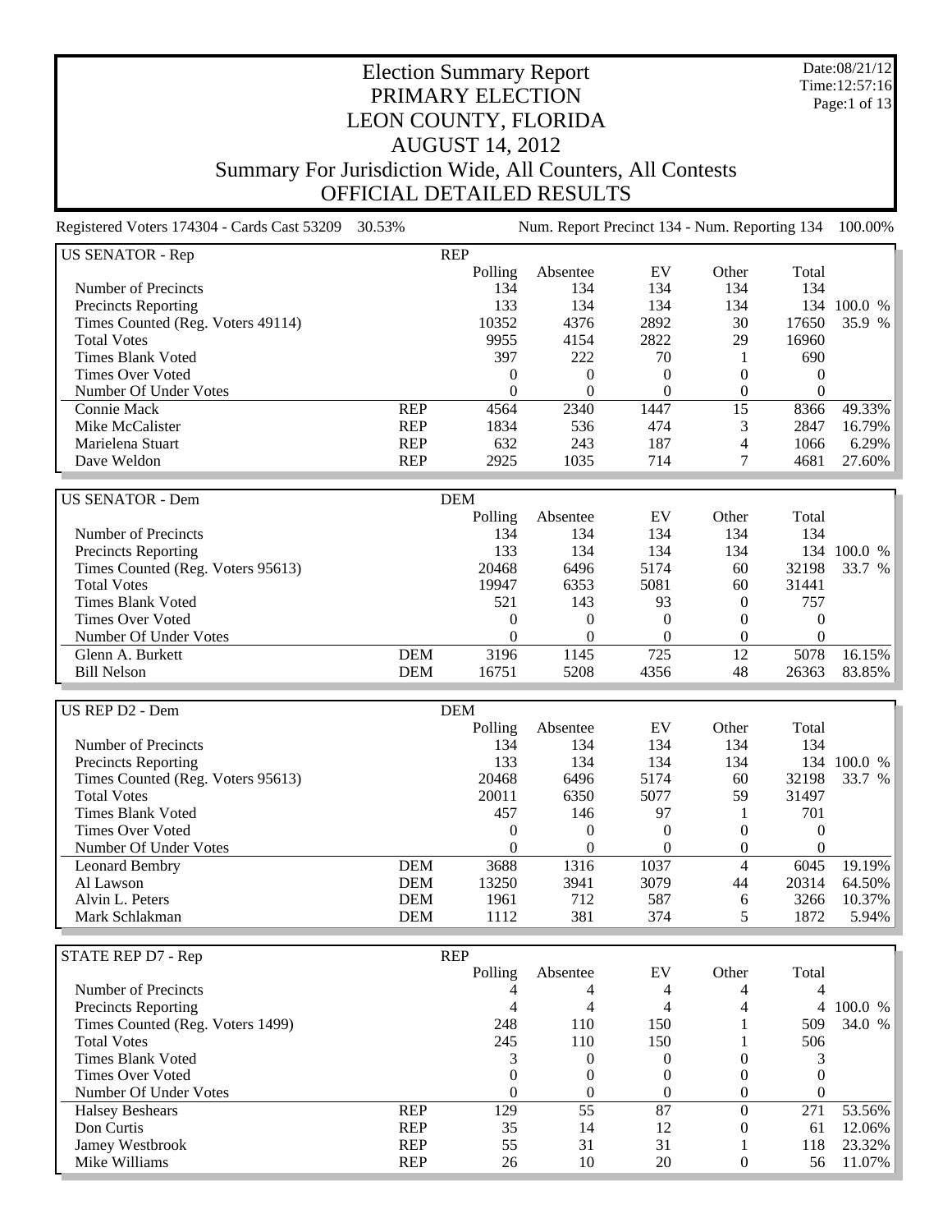# Election Summary Report
## PRIMARY ELECTION
## LEON COUNTY, FLORIDA
## AUGUST 14, 2012
## Summary For Jurisdiction Wide, All Counters, All Contests
## OFFICIAL DETAILED RESULTS

Date:08/21/12
Time:12:57:16

Registered Voters 174304 - Cards Cast 53209 30.53% | Num. Report Precinct 134 - Num. Reporting 134 100.00%

| US SENATOR - Rep | REP | Polling | Absentee | EV | Other | Total | |
|---|---|---|---|---|---|---|---|
| Number of Precincts | | 134 | 134 | 134 | 134 | 134 | |
| Precincts Reporting | | 133 | 134 | 134 | 134 | 134 | 100.0 % |
| Times Counted (Reg. Voters 49114) | | 10352 | 4376 | 2892 | 30 | 17650 | 35.9 % |
| Total Votes | | 9955 | 4154 | 2822 | 29 | 16960 | |
| Times Blank Voted | | 397 | 222 | 70 | 1 | 690 | |
| Times Over Voted | | 0 | 0 | 0 | 0 | 0 | |
| Number Of Under Votes | | 0 | 0 | 0 | 0 | 0 | |
| Connie Mack | REP | 4564 | 2340 | 1447 | 15 | 8366 | 49.33% |
| Mike McCalister | REP | 1834 | 536 | 474 | 3 | 2847 | 16.79% |
| Marielena Stuart | REP | 632 | 243 | 187 | 4 | 1066 | 6.29% |
| Dave Weldon | REP | 2925 | 1035 | 714 | 7 | 4681 | 27.60% |

| US SENATOR - Dem | DEM | Polling | Absentee | EV | Other | Total | |
|---|---|---|---|---|---|---|---|
| Number of Precincts | | 134 | 134 | 134 | 134 | 134 | |
| Precincts Reporting | | 133 | 134 | 134 | 134 | 134 | 100.0 % |
| Times Counted (Reg. Voters 95613) | | 20468 | 6496 | 5174 | 60 | 32198 | 33.7 % |
| Total Votes | | 19947 | 6353 | 5081 | 60 | 31441 | |
| Times Blank Voted | | 521 | 143 | 93 | 0 | 757 | |
| Times Over Voted | | 0 | 0 | 0 | 0 | 0 | |
| Number Of Under Votes | | 0 | 0 | 0 | 0 | 0 | |
| Glenn A. Burkett | DEM | 3196 | 1145 | 725 | 12 | 5078 | 16.15% |
| Bill Nelson | DEM | 16751 | 5208 | 4356 | 48 | 26363 | 83.85% |

| US REP D2 - Dem | DEM | Polling | Absentee | EV | Other | Total | |
|---|---|---|---|---|---|---|---|
| Number of Precincts | | 134 | 134 | 134 | 134 | 134 | |
| Precincts Reporting | | 133 | 134 | 134 | 134 | 134 | 100.0 % |
| Times Counted (Reg. Voters 95613) | | 20468 | 6496 | 5174 | 60 | 32198 | 33.7 % |
| Total Votes | | 20011 | 6350 | 5077 | 59 | 31497 | |
| Times Blank Voted | | 457 | 146 | 97 | 1 | 701 | |
| Times Over Voted | | 0 | 0 | 0 | 0 | 0 | |
| Number Of Under Votes | | 0 | 0 | 0 | 0 | 0 | |
| Leonard Bembry | DEM | 3688 | 1316 | 1037 | 4 | 6045 | 19.19% |
| Al Lawson | DEM | 13250 | 3941 | 3079 | 44 | 20314 | 64.50% |
| Alvin L. Peters | DEM | 1961 | 712 | 587 | 6 | 3266 | 10.37% |
| Mark Schlakman | DEM | 1112 | 381 | 374 | 5 | 1872 | 5.94% |

| STATE REP D7 - Rep | REP | Polling | Absentee | EV | Other | Total | |
|---|---|---|---|---|---|---|---|
| Number of Precincts | | 4 | 4 | 4 | 4 | 4 | |
| Precincts Reporting | | 4 | 4 | 4 | 4 | 4 | 100.0 % |
| Times Counted (Reg. Voters 1499) | | 248 | 110 | 150 | 1 | 509 | 34.0 % |
| Total Votes | | 245 | 110 | 150 | 1 | 506 | |
| Times Blank Voted | | 3 | 0 | 0 | 0 | 3 | |
| Times Over Voted | | 0 | 0 | 0 | 0 | 0 | |
| Number Of Under Votes | | 0 | 0 | 0 | 0 | 0 | |
| Halsey Beshears | REP | 129 | 55 | 87 | 0 | 271 | 53.56% |
| Don Curtis | REP | 35 | 14 | 12 | 0 | 61 | 12.06% |
| Jamey Westbrook | REP | 55 | 31 | 31 | 1 | 118 | 23.32% |
| Mike Williams | REP | 26 | 10 | 20 | 0 | 56 | 11.07% |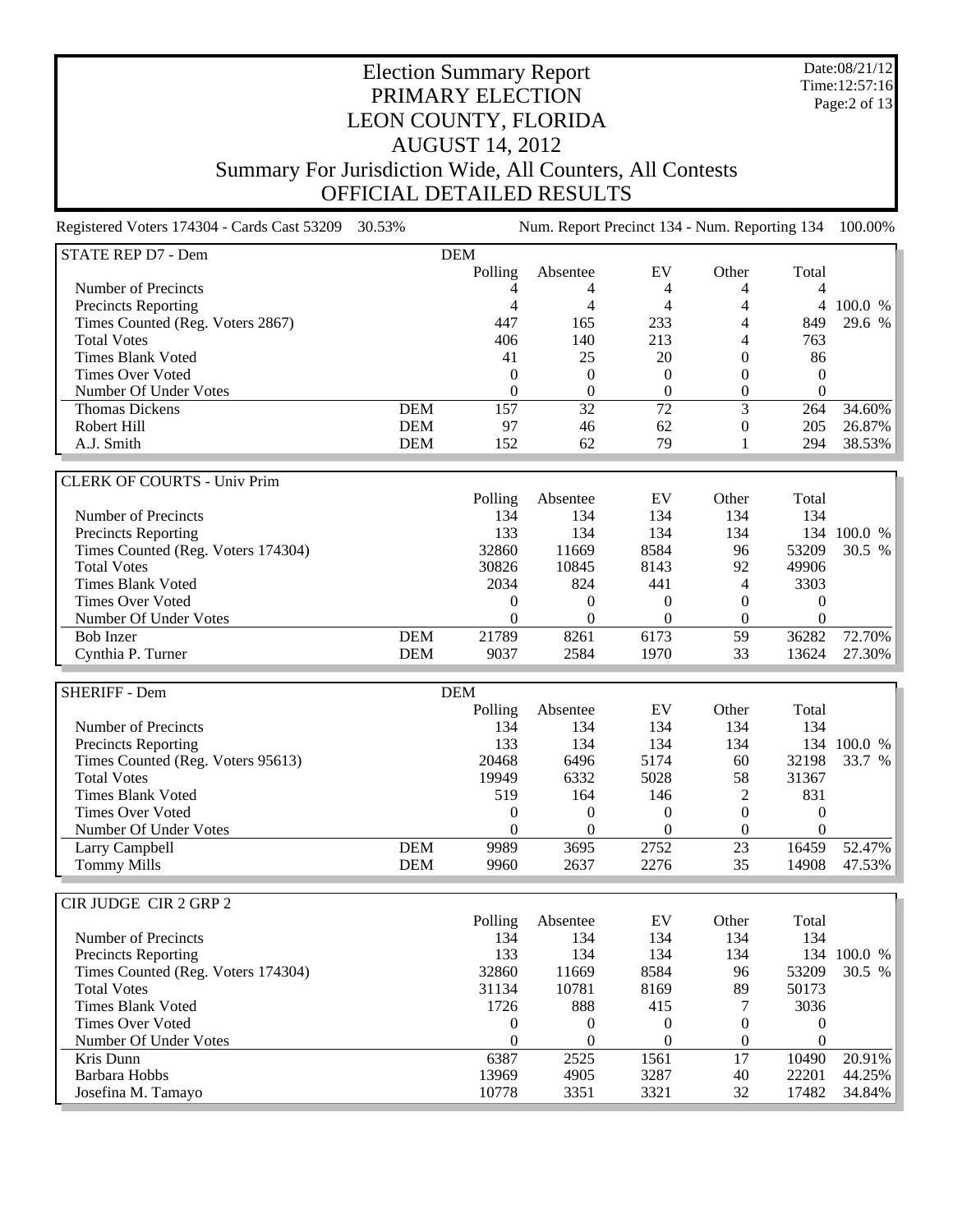# Election Summary Report

## PRIMARY ELECTION

## LEON COUNTY, FLORIDA

## AUGUST 14, 2012

## Summary For Jurisdiction Wide, All Counters, All Contests

## OFFICIAL DETAILED RESULTS

Date:08/21/12
Time:12:57:16

Registered Voters 174304 - Cards Cast 53209 30.53% Num. Report Precinct 134 - Num. Reporting 134 100.00%

| STATE REP D7 - Dem | DEM | | | | | | |
|---|---|---|---|---|---|---|---|
| | | Polling | Absentee | EV | Other | Total | |
| Number of Precincts | | 4 | 4 | 4 | 4 | 4 | |
| Precincts Reporting | | 4 | 4 | 4 | 4 | 4 | 100.0 % |
| Times Counted (Reg. Voters 2867) | | 447 | 165 | 233 | 4 | 849 | 29.6 % |
| Total Votes | | 406 | 140 | 213 | 4 | 763 | |
| Times Blank Voted | | 41 | 25 | 20 | 0 | 86 | |
| Times Over Voted | | 0 | 0 | 0 | 0 | 0 | |
| Number Of Under Votes | | 0 | 0 | 0 | 0 | 0 | |
| Thomas Dickens | DEM | 157 | 32 | 72 | 3 | 264 | 34.60% |
| Robert Hill | DEM | 97 | 46 | 62 | 0 | 205 | 26.87% |
| A.J. Smith | DEM | 152 | 62 | 79 | 1 | 294 | 38.53% |

| CLERK OF COURTS - Univ Prim | | | | | | | |
|---|---|---|---|---|---|---|---|
| | | Polling | Absentee | EV | Other | Total | |
| Number of Precincts | | 134 | 134 | 134 | 134 | 134 | |
| Precincts Reporting | | 133 | 134 | 134 | 134 | 134 | 100.0 % |
| Times Counted (Reg. Voters 174304) | | 32860 | 11669 | 8584 | 96 | 53209 | 30.5 % |
| Total Votes | | 30826 | 10845 | 8143 | 92 | 49906 | |
| Times Blank Voted | | 2034 | 824 | 441 | 4 | 3303 | |
| Times Over Voted | | 0 | 0 | 0 | 0 | 0 | |
| Number Of Under Votes | | 0 | 0 | 0 | 0 | 0 | |
| Bob Inzer | DEM | 21789 | 8261 | 6173 | 59 | 36282 | 72.70% |
| Cynthia P. Turner | DEM | 9037 | 2584 | 1970 | 33 | 13624 | 27.30% |

| SHERIFF - Dem | DEM | | | | | | |
|---|---|---|---|---|---|---|---|
| | | Polling | Absentee | EV | Other | Total | |
| Number of Precincts | | 134 | 134 | 134 | 134 | 134 | |
| Precincts Reporting | | 133 | 134 | 134 | 134 | 134 | 100.0 % |
| Times Counted (Reg. Voters 95613) | | 20468 | 6496 | 5174 | 60 | 32198 | 33.7 % |
| Total Votes | | 19949 | 6332 | 5028 | 58 | 31367 | |
| Times Blank Voted | | 519 | 164 | 146 | 2 | 831 | |
| Times Over Voted | | 0 | 0 | 0 | 0 | 0 | |
| Number Of Under Votes | | 0 | 0 | 0 | 0 | 0 | |
| Larry Campbell | DEM | 9989 | 3695 | 2752 | 23 | 16459 | 52.47% |
| Tommy Mills | DEM | 9960 | 2637 | 2276 | 35 | 14908 | 47.53% |

| CIR JUDGE CIR 2 GRP 2 | | | | | | | |
|---|---|---|---|---|---|---|---|
| | | Polling | Absentee | EV | Other | Total | |
| Number of Precincts | | 134 | 134 | 134 | 134 | 134 | |
| Precincts Reporting | | 133 | 134 | 134 | 134 | 134 | 100.0 % |
| Times Counted (Reg. Voters 174304) | | 32860 | 11669 | 8584 | 96 | 53209 | 30.5 % |
| Total Votes | | 31134 | 10781 | 8169 | 89 | 50173 | |
| Times Blank Voted | | 1726 | 888 | 415 | 7 | 3036 | |
| Times Over Voted | | 0 | 0 | 0 | 0 | 0 | |
| Number Of Under Votes | | 0 | 0 | 0 | 0 | 0 | |
| Kris Dunn | | 6387 | 2525 | 1561 | 17 | 10490 | 20.91% |
| Barbara Hobbs | | 13969 | 4905 | 3287 | 40 | 22201 | 44.25% |
| Josefina M. Tamayo | | 10778 | 3351 | 3321 | 32 | 17482 | 34.84% |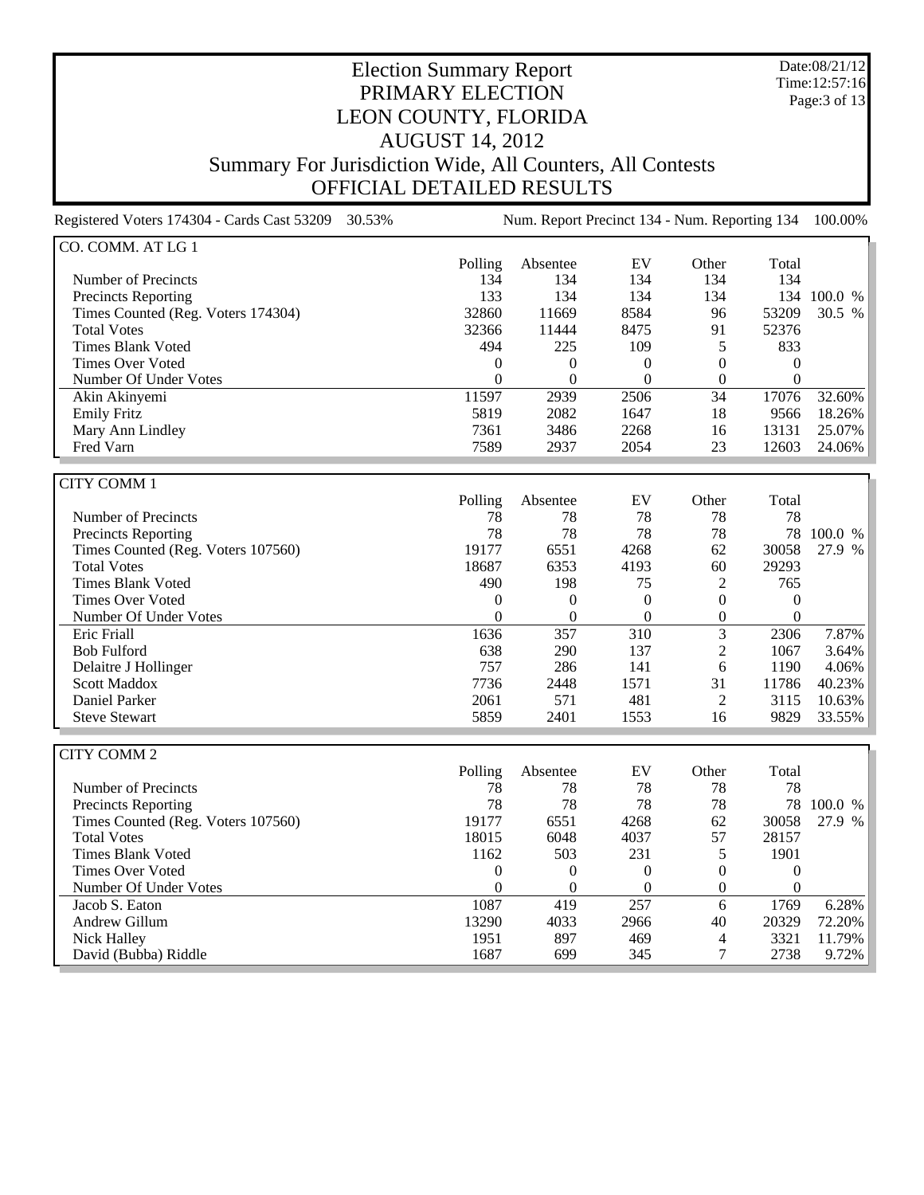# Election Summary Report
# PRIMARY ELECTION
# LEON COUNTY, FLORIDA
# AUGUST 14, 2012
## Summary For Jurisdiction Wide, All Counters, All Contests
## OFFICIAL DETAILED RESULTS

Date:08/21/12
Time:12:57:16

Registered Voters 174304 - Cards Cast 53209 30.53% | Num. Report Precinct 134 - Num. Reporting 134 100.00%

### CO. COMM. AT LG 1

| | Polling | Absentee | EV | Other | Total | |
|---|---|---|---|---|---|---|
| Number of Precincts | 134 | 134 | 134 | 134 | 134 | |
| Precincts Reporting | 133 | 134 | 134 | 134 | 134 | 100.0 % |
| Times Counted (Reg. Voters 174304) | 32860 | 11669 | 8584 | 96 | 53209 | 30.5 % |
| Total Votes | 32366 | 11444 | 8475 | 91 | 52376 | |
| Times Blank Voted | 494 | 225 | 109 | 5 | 833 | |
| Times Over Voted | 0 | 0 | 0 | 0 | 0 | |
| Number Of Under Votes | 0 | 0 | 0 | 0 | 0 | |
| Akin Akinyemi | 11597 | 2939 | 2506 | 34 | 17076 | 32.60% |
| Emily Fritz | 5819 | 2082 | 1647 | 18 | 9566 | 18.26% |
| Mary Ann Lindley | 7361 | 3486 | 2268 | 16 | 13131 | 25.07% |
| Fred Varn | 7589 | 2937 | 2054 | 23 | 12603 | 24.06% |

### CITY COMM 1

| | Polling | Absentee | EV | Other | Total | |
|---|---|---|---|---|---|---|
| Number of Precincts | 78 | 78 | 78 | 78 | 78 | |
| Precincts Reporting | 78 | 78 | 78 | 78 | 78 | 100.0 % |
| Times Counted (Reg. Voters 107560) | 19177 | 6551 | 4268 | 62 | 30058 | 27.9 % |
| Total Votes | 18687 | 6353 | 4193 | 60 | 29293 | |
| Times Blank Voted | 490 | 198 | 75 | 2 | 765 | |
| Times Over Voted | 0 | 0 | 0 | 0 | 0 | |
| Number Of Under Votes | 0 | 0 | 0 | 0 | 0 | |
| Eric Friall | 1636 | 357 | 310 | 3 | 2306 | 7.87% |
| Bob Fulford | 638 | 290 | 137 | 2 | 1067 | 3.64% |
| Delaitre J Hollinger | 757 | 286 | 141 | 6 | 1190 | 4.06% |
| Scott Maddox | 7736 | 2448 | 1571 | 31 | 11786 | 40.23% |
| Daniel Parker | 2061 | 571 | 481 | 2 | 3115 | 10.63% |
| Steve Stewart | 5859 | 2401 | 1553 | 16 | 9829 | 33.55% |

### CITY COMM 2

| | Polling | Absentee | EV | Other | Total | |
|---|---|---|---|---|---|---|
| Number of Precincts | 78 | 78 | 78 | 78 | 78 | |
| Precincts Reporting | 78 | 78 | 78 | 78 | 78 | 100.0 % |
| Times Counted (Reg. Voters 107560) | 19177 | 6551 | 4268 | 62 | 30058 | 27.9 % |
| Total Votes | 18015 | 6048 | 4037 | 57 | 28157 | |
| Times Blank Voted | 1162 | 503 | 231 | 5 | 1901 | |
| Times Over Voted | 0 | 0 | 0 | 0 | 0 | |
| Number Of Under Votes | 0 | 0 | 0 | 0 | 0 | |
| Jacob S. Eaton | 1087 | 419 | 257 | 6 | 1769 | 6.28% |
| Andrew Gillum | 13290 | 4033 | 2966 | 40 | 20329 | 72.20% |
| Nick Halley | 1951 | 897 | 469 | 4 | 3321 | 11.79% |
| David (Bubba) Riddle | 1687 | 699 | 345 | 7 | 2738 | 9.72% |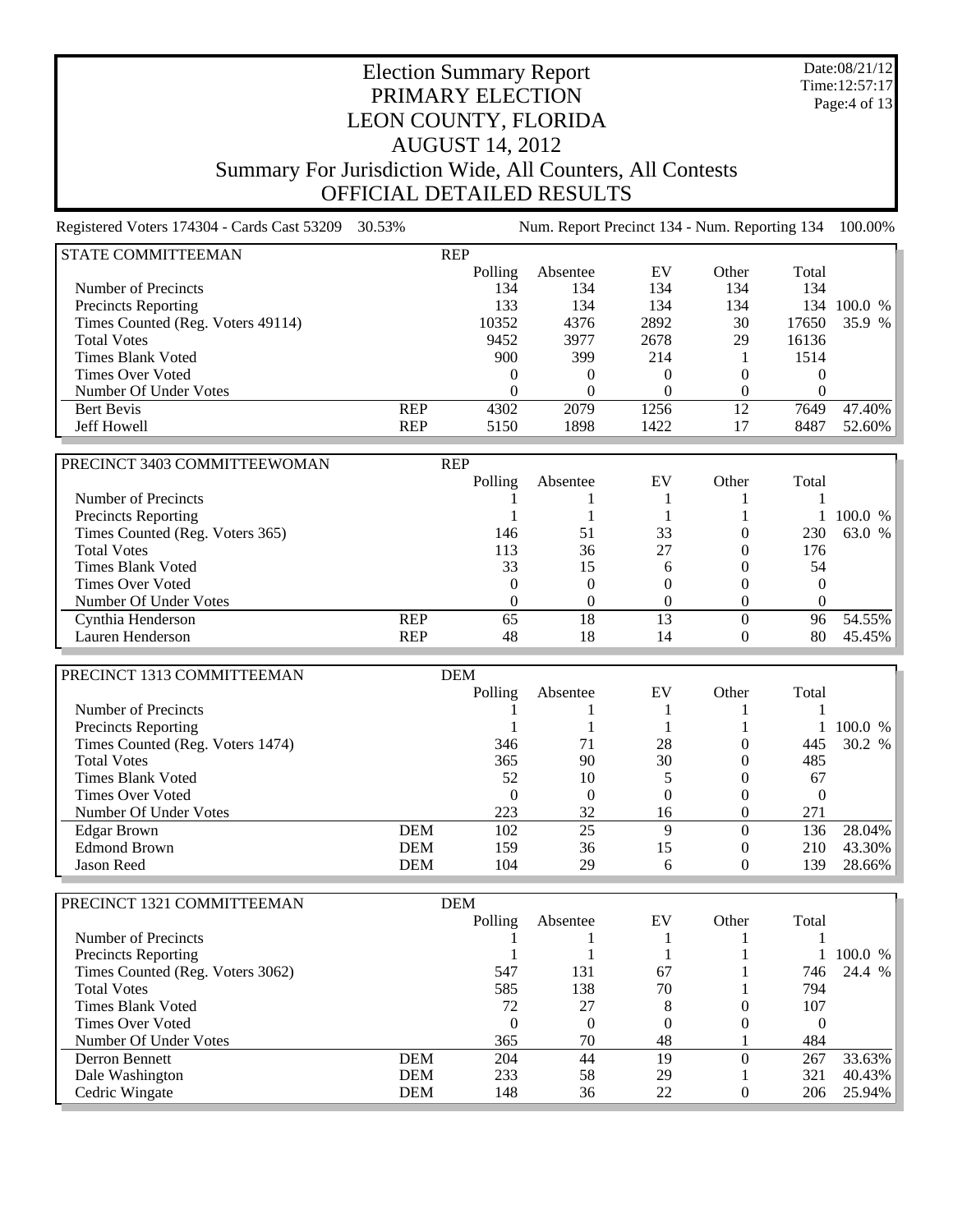# Election Summary Report

## PRIMARY ELECTION
## LEON COUNTY, FLORIDA
## AUGUST 14, 2012
## Summary For Jurisdiction Wide, All Counters, All Contests
## OFFICIAL DETAILED RESULTS

Date:08/21/12
Time:12:57:17

Registered Voters 174304 - Cards Cast 53209 30.53% | Num. Report Precinct 134 - Num. Reporting 134 100.00%

| STATE COMMITTEEMAN | REP | Polling | Absentee | EV | Other | Total | |
|---|---|---|---|---|---|---|---|
| Number of Precincts | | 134 | 134 | 134 | 134 | 134 | |
| Precincts Reporting | | 133 | 134 | 134 | 134 | 134 | 100.0 % |
| Times Counted (Reg. Voters 49114) | | 10352 | 4376 | 2892 | 30 | 17650 | 35.9 % |
| Total Votes | | 9452 | 3977 | 2678 | 29 | 16136 | |
| Times Blank Voted | | 900 | 399 | 214 | 1 | 1514 | |
| Times Over Voted | | 0 | 0 | 0 | 0 | 0 | |
| Number Of Under Votes | | 0 | 0 | 0 | 0 | 0 | |
| Bert Bevis | REP | 4302 | 2079 | 1256 | 12 | 7649 | 47.40% |
| Jeff Howell | REP | 5150 | 1898 | 1422 | 17 | 8487 | 52.60% |

| PRECINCT 3403 COMMITTEEWOMAN | REP | Polling | Absentee | EV | Other | Total | |
|---|---|---|---|---|---|---|---|
| Number of Precincts | | 1 | 1 | 1 | 1 | 1 | |
| Precincts Reporting | | 1 | 1 | 1 | 1 | 1 | 100.0 % |
| Times Counted (Reg. Voters 365) | | 146 | 51 | 33 | 0 | 230 | 63.0 % |
| Total Votes | | 113 | 36 | 27 | 0 | 176 | |
| Times Blank Voted | | 33 | 15 | 6 | 0 | 54 | |
| Times Over Voted | | 0 | 0 | 0 | 0 | 0 | |
| Number Of Under Votes | | 0 | 0 | 0 | 0 | 0 | |
| Cynthia Henderson | REP | 65 | 18 | 13 | 0 | 96 | 54.55% |
| Lauren Henderson | REP | 48 | 18 | 14 | 0 | 80 | 45.45% |

| PRECINCT 1313 COMMITTEEMAN | DEM | Polling | Absentee | EV | Other | Total | |
|---|---|---|---|---|---|---|---|
| Number of Precincts | | 1 | 1 | 1 | 1 | 1 | |
| Precincts Reporting | | 1 | 1 | 1 | 1 | 1 | 100.0 % |
| Times Counted (Reg. Voters 1474) | | 346 | 71 | 28 | 0 | 445 | 30.2 % |
| Total Votes | | 365 | 90 | 30 | 0 | 485 | |
| Times Blank Voted | | 52 | 10 | 5 | 0 | 67 | |
| Times Over Voted | | 0 | 0 | 0 | 0 | 0 | |
| Number Of Under Votes | | 223 | 32 | 16 | 0 | 271 | |
| Edgar Brown | DEM | 102 | 25 | 9 | 0 | 136 | 28.04% |
| Edmond Brown | DEM | 159 | 36 | 15 | 0 | 210 | 43.30% |
| Jason Reed | DEM | 104 | 29 | 6 | 0 | 139 | 28.66% |

| PRECINCT 1321 COMMITTEEMAN | DEM | Polling | Absentee | EV | Other | Total | |
|---|---|---|---|---|---|---|---|
| Number of Precincts | | 1 | 1 | 1 | 1 | 1 | |
| Precincts Reporting | | 1 | 1 | 1 | 1 | 1 | 100.0 % |
| Times Counted (Reg. Voters 3062) | | 547 | 131 | 67 | 1 | 746 | 24.4 % |
| Total Votes | | 585 | 138 | 70 | 1 | 794 | |
| Times Blank Voted | | 72 | 27 | 8 | 0 | 107 | |
| Times Over Voted | | 0 | 0 | 0 | 0 | 0 | |
| Number Of Under Votes | | 365 | 70 | 48 | 1 | 484 | |
| Derron Bennett | DEM | 204 | 44 | 19 | 0 | 267 | 33.63% |
| Dale Washington | DEM | 233 | 58 | 29 | 1 | 321 | 40.43% |
| Cedric Wingate | DEM | 148 | 36 | 22 | 0 | 206 | 25.94% |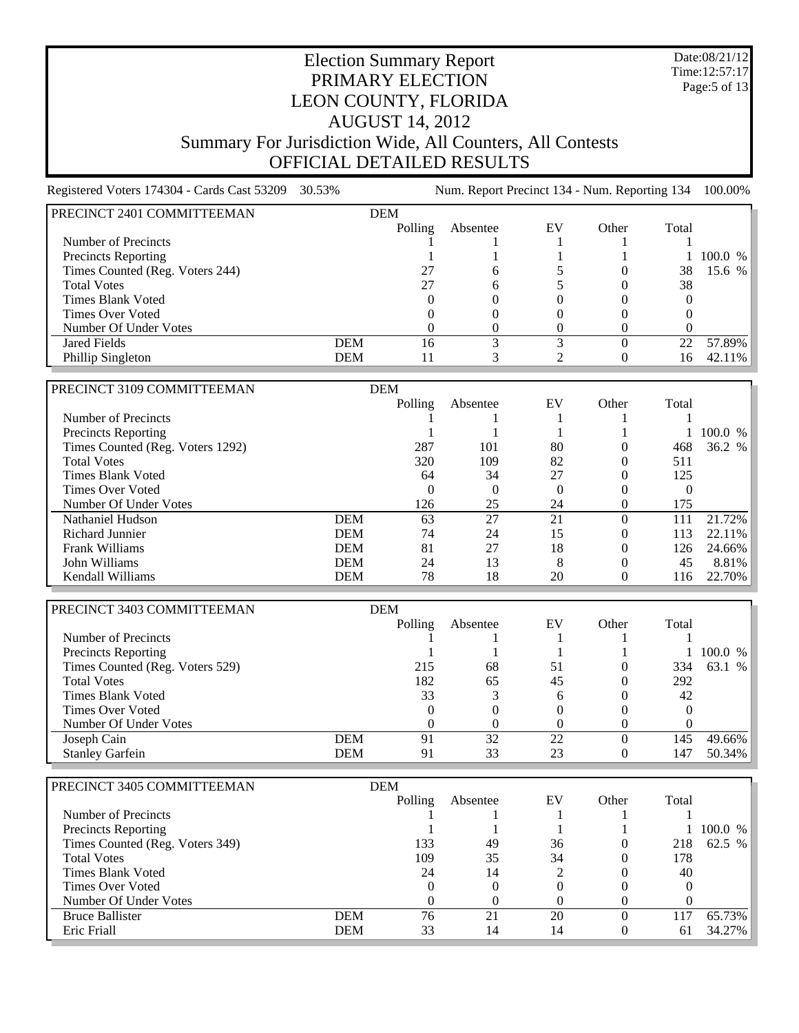# Election Summary Report

## PRIMARY ELECTION
## LEON COUNTY, FLORIDA
## AUGUST 14, 2012
## Summary For Jurisdiction Wide, All Counters, All Contests
## OFFICIAL DETAILED RESULTS

Date:08/21/12
Time:12:57:17

Registered Voters 174304 - Cards Cast 53209 30.53% | Num. Report Precinct 134 - Num. Reporting 134 100.00%

| PRECINCT 2401 COMMITTEEMAN | DEM | | | | | | |
|---|---|---|---|---|---|---|---|
| | | Polling | Absentee | EV | Other | Total | |
| Number of Precincts | | 1 | 1 | 1 | 1 | 1 | |
| Precincts Reporting | | 1 | 1 | 1 | 1 | 1 | 100.0 % |
| Times Counted (Reg. Voters 244) | | 27 | 6 | 5 | 0 | 38 | 15.6 % |
| Total Votes | | 27 | 6 | 5 | 0 | 38 | |
| Times Blank Voted | | 0 | 0 | 0 | 0 | 0 | |
| Times Over Voted | | 0 | 0 | 0 | 0 | 0 | |
| Number Of Under Votes | | 0 | 0 | 0 | 0 | 0 | |
| Jared Fields | DEM | 16 | 3 | 3 | 0 | 22 | 57.89% |
| Phillip Singleton | DEM | 11 | 3 | 2 | 0 | 16 | 42.11% |

| PRECINCT 3109 COMMITTEEMAN | DEM | | | | | | |
|---|---|---|---|---|---|---|---|
| | | Polling | Absentee | EV | Other | Total | |
| Number of Precincts | | 1 | 1 | 1 | 1 | 1 | |
| Precincts Reporting | | 1 | 1 | 1 | 1 | 1 | 100.0 % |
| Times Counted (Reg. Voters 1292) | | 287 | 101 | 80 | 0 | 468 | 36.2 % |
| Total Votes | | 320 | 109 | 82 | 0 | 511 | |
| Times Blank Voted | | 64 | 34 | 27 | 0 | 125 | |
| Times Over Voted | | 0 | 0 | 0 | 0 | 0 | |
| Number Of Under Votes | | 126 | 25 | 24 | 0 | 175 | |
| Nathaniel Hudson | DEM | 63 | 27 | 21 | 0 | 111 | 21.72% |
| Richard Junnier | DEM | 74 | 24 | 15 | 0 | 113 | 22.11% |
| Frank Williams | DEM | 81 | 27 | 18 | 0 | 126 | 24.66% |
| John Williams | DEM | 24 | 13 | 8 | 0 | 45 | 8.81% |
| Kendall Williams | DEM | 78 | 18 | 20 | 0 | 116 | 22.70% |

| PRECINCT 3403 COMMITTEEMAN | DEM | | | | | | |
|---|---|---|---|---|---|---|---|
| | | Polling | Absentee | EV | Other | Total | |
| Number of Precincts | | 1 | 1 | 1 | 1 | 1 | |
| Precincts Reporting | | 1 | 1 | 1 | 1 | 1 | 100.0 % |
| Times Counted (Reg. Voters 529) | | 215 | 68 | 51 | 0 | 334 | 63.1 % |
| Total Votes | | 182 | 65 | 45 | 0 | 292 | |
| Times Blank Voted | | 33 | 3 | 6 | 0 | 42 | |
| Times Over Voted | | 0 | 0 | 0 | 0 | 0 | |
| Number Of Under Votes | | 0 | 0 | 0 | 0 | 0 | |
| Joseph Cain | DEM | 91 | 32 | 22 | 0 | 145 | 49.66% |
| Stanley Garfein | DEM | 91 | 33 | 23 | 0 | 147 | 50.34% |

| PRECINCT 3405 COMMITTEEMAN | DEM | | | | | | |
|---|---|---|---|---|---|---|---|
| | | Polling | Absentee | EV | Other | Total | |
| Number of Precincts | | 1 | 1 | 1 | 1 | 1 | |
| Precincts Reporting | | 1 | 1 | 1 | 1 | 1 | 100.0 % |
| Times Counted (Reg. Voters 349) | | 133 | 49 | 36 | 0 | 218 | 62.5 % |
| Total Votes | | 109 | 35 | 34 | 0 | 178 | |
| Times Blank Voted | | 24 | 14 | 2 | 0 | 40 | |
| Times Over Voted | | 0 | 0 | 0 | 0 | 0 | |
| Number Of Under Votes | | 0 | 0 | 0 | 0 | 0 | |
| Bruce Ballister | DEM | 76 | 21 | 20 | 0 | 117 | 65.73% |
| Eric Friall | DEM | 33 | 14 | 14 | 0 | 61 | 34.27% |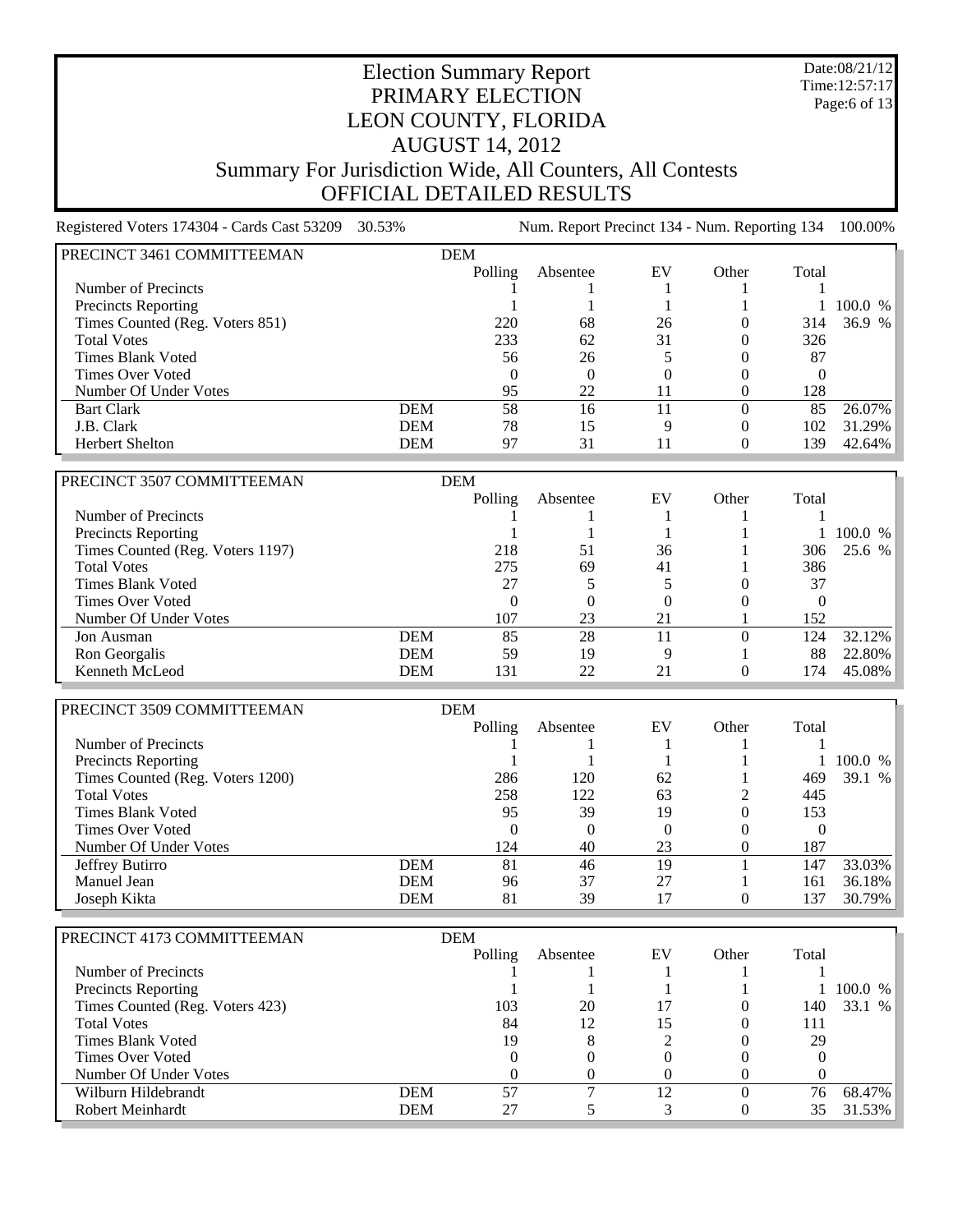# Election Summary Report
## PRIMARY ELECTION
## LEON COUNTY, FLORIDA
## AUGUST 14, 2012
## Summary For Jurisdiction Wide, All Counters, All Contests
## OFFICIAL DETAILED RESULTS

Date:08/21/12
Time:12:57:17

Registered Voters 174304 - Cards Cast 53209 30.53% | Num. Report Precinct 134 - Num. Reporting 134 100.00%

| PRECINCT 3461 COMMITTEEMAN | DEM | | | | | | |
|---|---|---|---|---|---|---|---|
| | | Polling | Absentee | EV | Other | Total | |
| Number of Precincts | | 1 | 1 | 1 | 1 | 1 | |
| Precincts Reporting | | 1 | 1 | 1 | 1 | 1 | 100.0 % |
| Times Counted (Reg. Voters 851) | | 220 | 68 | 26 | 0 | 314 | 36.9 % |
| Total Votes | | 233 | 62 | 31 | 0 | 326 | |
| Times Blank Voted | | 56 | 26 | 5 | 0 | 87 | |
| Times Over Voted | | 0 | 0 | 0 | 0 | 0 | |
| Number Of Under Votes | | 95 | 22 | 11 | 0 | 128 | |
| Bart Clark | DEM | 58 | 16 | 11 | 0 | 85 | 26.07% |
| J.B. Clark | DEM | 78 | 15 | 9 | 0 | 102 | 31.29% |
| Herbert Shelton | DEM | 97 | 31 | 11 | 0 | 139 | 42.64% |

| PRECINCT 3507 COMMITTEEMAN | DEM | | | | | | |
|---|---|---|---|---|---|---|---|
| | | Polling | Absentee | EV | Other | Total | |
| Number of Precincts | | 1 | 1 | 1 | 1 | 1 | |
| Precincts Reporting | | 1 | 1 | 1 | 1 | 1 | 100.0 % |
| Times Counted (Reg. Voters 1197) | | 218 | 51 | 36 | 1 | 306 | 25.6 % |
| Total Votes | | 275 | 69 | 41 | 1 | 386 | |
| Times Blank Voted | | 27 | 5 | 5 | 0 | 37 | |
| Times Over Voted | | 0 | 0 | 0 | 0 | 0 | |
| Number Of Under Votes | | 107 | 23 | 21 | 1 | 152 | |
| Jon Ausman | DEM | 85 | 28 | 11 | 0 | 124 | 32.12% |
| Ron Georgalis | DEM | 59 | 19 | 9 | 1 | 88 | 22.80% |
| Kenneth McLeod | DEM | 131 | 22 | 21 | 0 | 174 | 45.08% |

| PRECINCT 3509 COMMITTEEMAN | DEM | | | | | | |
|---|---|---|---|---|---|---|---|
| | | Polling | Absentee | EV | Other | Total | |
| Number of Precincts | | 1 | 1 | 1 | 1 | 1 | |
| Precincts Reporting | | 1 | 1 | 1 | 1 | 1 | 100.0 % |
| Times Counted (Reg. Voters 1200) | | 286 | 120 | 62 | 1 | 469 | 39.1 % |
| Total Votes | | 258 | 122 | 63 | 2 | 445 | |
| Times Blank Voted | | 95 | 39 | 19 | 0 | 153 | |
| Times Over Voted | | 0 | 0 | 0 | 0 | 0 | |
| Number Of Under Votes | | 124 | 40 | 23 | 0 | 187 | |
| Jeffrey Butirro | DEM | 81 | 46 | 19 | 1 | 147 | 33.03% |
| Manuel Jean | DEM | 96 | 37 | 27 | 1 | 161 | 36.18% |
| Joseph Kikta | DEM | 81 | 39 | 17 | 0 | 137 | 30.79% |

| PRECINCT 4173 COMMITTEEMAN | DEM | | | | | | |
|---|---|---|---|---|---|---|---|
| | | Polling | Absentee | EV | Other | Total | |
| Number of Precincts | | 1 | 1 | 1 | 1 | 1 | |
| Precincts Reporting | | 1 | 1 | 1 | 1 | 1 | 100.0 % |
| Times Counted (Reg. Voters 423) | | 103 | 20 | 17 | 0 | 140 | 33.1 % |
| Total Votes | | 84 | 12 | 15 | 0 | 111 | |
| Times Blank Voted | | 19 | 8 | 2 | 0 | 29 | |
| Times Over Voted | | 0 | 0 | 0 | 0 | 0 | |
| Number Of Under Votes | | 0 | 0 | 0 | 0 | 0 | |
| Wilburn Hildebrandt | DEM | 57 | 7 | 12 | 0 | 76 | 68.47% |
| Robert Meinhardt | DEM | 27 | 5 | 3 | 0 | 35 | 31.53% |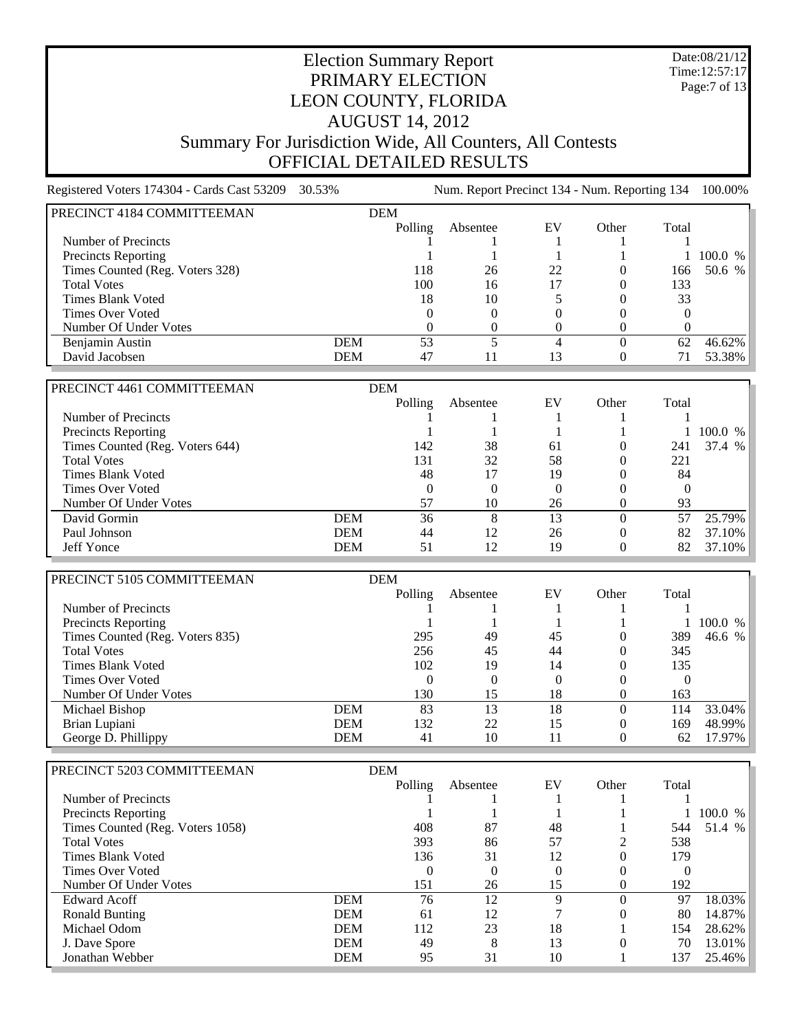# Election Summary Report
## PRIMARY ELECTION
## LEON COUNTY, FLORIDA
## AUGUST 14, 2012
## Summary For Jurisdiction Wide, All Counters, All Contests
## OFFICIAL DETAILED RESULTS

Date:08/21/12
Time:12:57:17

Registered Voters 174304 - Cards Cast 53209 30.53% Num. Report Precinct 134 - Num. Reporting 134 100.00%

| PRECINCT 4184 COMMITTEEMAN | DEM | | | | | | |
|---|---|---|---|---|---|---|---|
| | | Polling | Absentee | EV | Other | Total | |
| Number of Precincts | | 1 | 1 | 1 | 1 | 1 | |
| Precincts Reporting | | 1 | 1 | 1 | 1 | 1 | 100.0 % |
| Times Counted (Reg. Voters 328) | | 118 | 26 | 22 | 0 | 166 | 50.6 % |
| Total Votes | | 100 | 16 | 17 | 0 | 133 | |
| Times Blank Voted | | 18 | 10 | 5 | 0 | 33 | |
| Times Over Voted | | 0 | 0 | 0 | 0 | 0 | |
| Number Of Under Votes | | 0 | 0 | 0 | 0 | 0 | |
| Benjamin Austin | DEM | 53 | 5 | 4 | 0 | 62 | 46.62% |
| David Jacobsen | DEM | 47 | 11 | 13 | 0 | 71 | 53.38% |

| PRECINCT 4461 COMMITTEEMAN | DEM | | | | | | |
|---|---|---|---|---|---|---|---|
| | | Polling | Absentee | EV | Other | Total | |
| Number of Precincts | | 1 | 1 | 1 | 1 | 1 | |
| Precincts Reporting | | 1 | 1 | 1 | 1 | 1 | 100.0 % |
| Times Counted (Reg. Voters 644) | | 142 | 38 | 61 | 0 | 241 | 37.4 % |
| Total Votes | | 131 | 32 | 58 | 0 | 221 | |
| Times Blank Voted | | 48 | 17 | 19 | 0 | 84 | |
| Times Over Voted | | 0 | 0 | 0 | 0 | 0 | |
| Number Of Under Votes | | 57 | 10 | 26 | 0 | 93 | |
| David Gormin | DEM | 36 | 8 | 13 | 0 | 57 | 25.79% |
| Paul Johnson | DEM | 44 | 12 | 26 | 0 | 82 | 37.10% |
| Jeff Yonce | DEM | 51 | 12 | 19 | 0 | 82 | 37.10% |

| PRECINCT 5105 COMMITTEEMAN | DEM | | | | | | |
|---|---|---|---|---|---|---|---|
| | | Polling | Absentee | EV | Other | Total | |
| Number of Precincts | | 1 | 1 | 1 | 1 | 1 | |
| Precincts Reporting | | 1 | 1 | 1 | 1 | 1 | 100.0 % |
| Times Counted (Reg. Voters 835) | | 295 | 49 | 45 | 0 | 389 | 46.6 % |
| Total Votes | | 256 | 45 | 44 | 0 | 345 | |
| Times Blank Voted | | 102 | 19 | 14 | 0 | 135 | |
| Times Over Voted | | 0 | 0 | 0 | 0 | 0 | |
| Number Of Under Votes | | 130 | 15 | 18 | 0 | 163 | |
| Michael Bishop | DEM | 83 | 13 | 18 | 0 | 114 | 33.04% |
| Brian Lupiani | DEM | 132 | 22 | 15 | 0 | 169 | 48.99% |
| George D. Phillippy | DEM | 41 | 10 | 11 | 0 | 62 | 17.97% |

| PRECINCT 5203 COMMITTEEMAN | DEM | | | | | | |
|---|---|---|---|---|---|---|---|
| | | Polling | Absentee | EV | Other | Total | |
| Number of Precincts | | 1 | 1 | 1 | 1 | 1 | |
| Precincts Reporting | | 1 | 1 | 1 | 1 | 1 | 100.0 % |
| Times Counted (Reg. Voters 1058) | | 408 | 87 | 48 | 1 | 544 | 51.4 % |
| Total Votes | | 393 | 86 | 57 | 2 | 538 | |
| Times Blank Voted | | 136 | 31 | 12 | 0 | 179 | |
| Times Over Voted | | 0 | 0 | 0 | 0 | 0 | |
| Number Of Under Votes | | 151 | 26 | 15 | 0 | 192 | |
| Edward Acoff | DEM | 76 | 12 | 9 | 0 | 97 | 18.03% |
| Ronald Bunting | DEM | 61 | 12 | 7 | 0 | 80 | 14.87% |
| Michael Odom | DEM | 112 | 23 | 18 | 1 | 154 | 28.62% |
| J. Dave Spore | DEM | 49 | 8 | 13 | 0 | 70 | 13.01% |
| Jonathan Webber | DEM | 95 | 31 | 10 | 1 | 137 | 25.46% |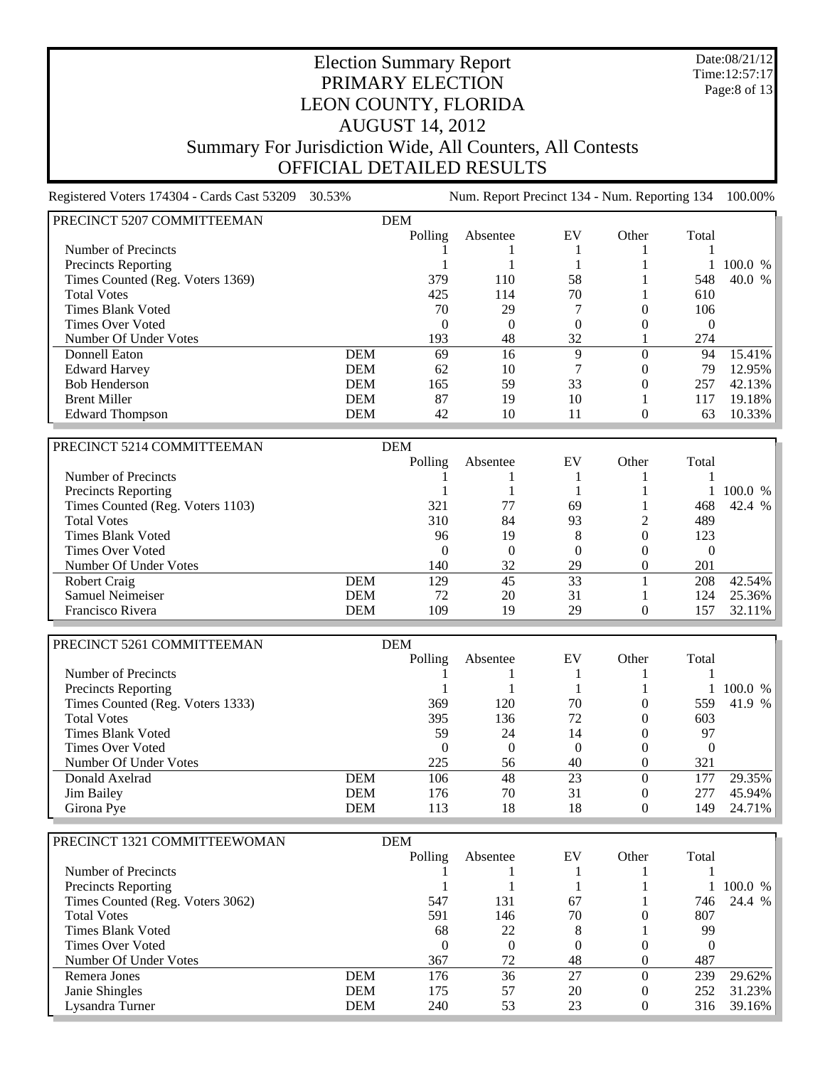# Election Summary Report
## PRIMARY ELECTION
## LEON COUNTY, FLORIDA
## AUGUST 14, 2012
## Summary For Jurisdiction Wide, All Counters, All Contests
## OFFICIAL DETAILED RESULTS

Date:08/21/12
Time:12:57:17

Registered Voters 174304 - Cards Cast 53209 30.53% Num. Report Precinct 134 - Num. Reporting 134 100.00%

| PRECINCT 5207 COMMITTEEMAN | DEM | | | | | | |
|---|---|---|---|---|---|---|---|
| | | Polling | Absentee | EV | Other | Total | |
| Number of Precincts | | 1 | 1 | 1 | 1 | 1 | |
| Precincts Reporting | | 1 | 1 | 1 | 1 | 1 | 100.0 % |
| Times Counted (Reg. Voters 1369) | | 379 | 110 | 58 | 1 | 548 | 40.0 % |
| Total Votes | | 425 | 114 | 70 | 1 | 610 | |
| Times Blank Voted | | 70 | 29 | 7 | 0 | 106 | |
| Times Over Voted | | 0 | 0 | 0 | 0 | 0 | |
| Number Of Under Votes | | 193 | 48 | 32 | 1 | 274 | |
| Donnell Eaton | DEM | 69 | 16 | 9 | 0 | 94 | 15.41% |
| Edward Harvey | DEM | 62 | 10 | 7 | 0 | 79 | 12.95% |
| Bob Henderson | DEM | 165 | 59 | 33 | 0 | 257 | 42.13% |
| Brent Miller | DEM | 87 | 19 | 10 | 1 | 117 | 19.18% |
| Edward Thompson | DEM | 42 | 10 | 11 | 0 | 63 | 10.33% |

| PRECINCT 5214 COMMITTEEMAN | DEM | | | | | | |
|---|---|---|---|---|---|---|---|
| | | Polling | Absentee | EV | Other | Total | |
| Number of Precincts | | 1 | 1 | 1 | 1 | 1 | |
| Precincts Reporting | | 1 | 1 | 1 | 1 | 1 | 100.0 % |
| Times Counted (Reg. Voters 1103) | | 321 | 77 | 69 | 1 | 468 | 42.4 % |
| Total Votes | | 310 | 84 | 93 | 2 | 489 | |
| Times Blank Voted | | 96 | 19 | 8 | 0 | 123 | |
| Times Over Voted | | 0 | 0 | 0 | 0 | 0 | |
| Number Of Under Votes | | 140 | 32 | 29 | 0 | 201 | |
| Robert Craig | DEM | 129 | 45 | 33 | 1 | 208 | 42.54% |
| Samuel Neimeiser | DEM | 72 | 20 | 31 | 1 | 124 | 25.36% |
| Francisco Rivera | DEM | 109 | 19 | 29 | 0 | 157 | 32.11% |

| PRECINCT 5261 COMMITTEEMAN | DEM | | | | | | |
|---|---|---|---|---|---|---|---|
| | | Polling | Absentee | EV | Other | Total | |
| Number of Precincts | | 1 | 1 | 1 | 1 | 1 | |
| Precincts Reporting | | 1 | 1 | 1 | 1 | 1 | 100.0 % |
| Times Counted (Reg. Voters 1333) | | 369 | 120 | 70 | 0 | 559 | 41.9 % |
| Total Votes | | 395 | 136 | 72 | 0 | 603 | |
| Times Blank Voted | | 59 | 24 | 14 | 0 | 97 | |
| Times Over Voted | | 0 | 0 | 0 | 0 | 0 | |
| Number Of Under Votes | | 225 | 56 | 40 | 0 | 321 | |
| Donald Axelrad | DEM | 106 | 48 | 23 | 0 | 177 | 29.35% |
| Jim Bailey | DEM | 176 | 70 | 31 | 0 | 277 | 45.94% |
| Girona Pye | DEM | 113 | 18 | 18 | 0 | 149 | 24.71% |

| PRECINCT 1321 COMMITTEEWOMAN | DEM | | | | | | |
|---|---|---|---|---|---|---|---|
| | | Polling | Absentee | EV | Other | Total | |
| Number of Precincts | | 1 | 1 | 1 | 1 | 1 | |
| Precincts Reporting | | 1 | 1 | 1 | 1 | 1 | 100.0 % |
| Times Counted (Reg. Voters 3062) | | 547 | 131 | 67 | 1 | 746 | 24.4 % |
| Total Votes | | 591 | 146 | 70 | 0 | 807 | |
| Times Blank Voted | | 68 | 22 | 8 | 1 | 99 | |
| Times Over Voted | | 0 | 0 | 0 | 0 | 0 | |
| Number Of Under Votes | | 367 | 72 | 48 | 0 | 487 | |
| Remera Jones | DEM | 176 | 36 | 27 | 0 | 239 | 29.62% |
| Janie Shingles | DEM | 175 | 57 | 20 | 0 | 252 | 31.23% |
| Lysandra Turner | DEM | 240 | 53 | 23 | 0 | 316 | 39.16% |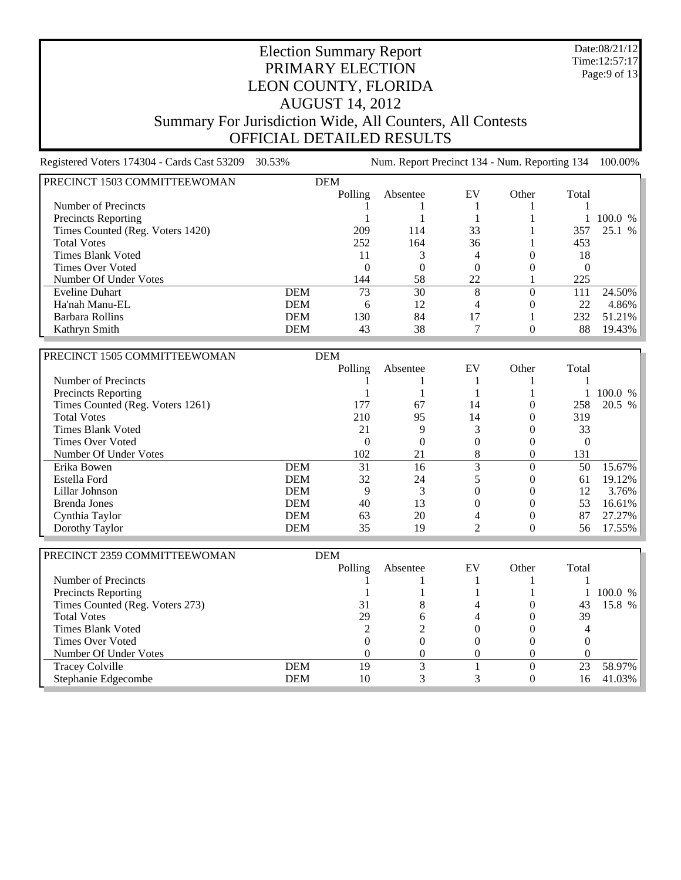# Election Summary Report
## PRIMARY ELECTION
## LEON COUNTY, FLORIDA
## AUGUST 14, 2012
## Summary For Jurisdiction Wide, All Counters, All Contests
## OFFICIAL DETAILED RESULTS

Date:08/21/12
Time:12:57:17

Registered Voters 174304 - Cards Cast 53209 30.53% Num. Report Precinct 134 - Num. Reporting 134 100.00%

| PRECINCT 1503 COMMITTEEWOMAN | DEM | | | | | | |
|---|---|---|---|---|---|---|---|
| | | Polling | Absentee | EV | Other | Total | |
| Number of Precincts | | 1 | 1 | 1 | 1 | 1 | |
| Precincts Reporting | | 1 | 1 | 1 | 1 | 1 | 100.0 % |
| Times Counted (Reg. Voters 1420) | | 209 | 114 | 33 | 1 | 357 | 25.1 % |
| Total Votes | | 252 | 164 | 36 | 1 | 453 | |
| Times Blank Voted | | 11 | 3 | 4 | 0 | 18 | |
| Times Over Voted | | 0 | 0 | 0 | 0 | 0 | |
| Number Of Under Votes | | 144 | 58 | 22 | 1 | 225 | |
| Eveline Duhart | DEM | 73 | 30 | 8 | 0 | 111 | 24.50% |
| Ha'nah Manu-EL | DEM | 6 | 12 | 4 | 0 | 22 | 4.86% |
| Barbara Rollins | DEM | 130 | 84 | 17 | 1 | 232 | 51.21% |
| Kathryn Smith | DEM | 43 | 38 | 7 | 0 | 88 | 19.43% |

| PRECINCT 1505 COMMITTEEWOMAN | DEM | | | | | | |
|---|---|---|---|---|---|---|---|
| | | Polling | Absentee | EV | Other | Total | |
| Number of Precincts | | 1 | 1 | 1 | 1 | 1 | |
| Precincts Reporting | | 1 | 1 | 1 | 1 | 1 | 100.0 % |
| Times Counted (Reg. Voters 1261) | | 177 | 67 | 14 | 0 | 258 | 20.5 % |
| Total Votes | | 210 | 95 | 14 | 0 | 319 | |
| Times Blank Voted | | 21 | 9 | 3 | 0 | 33 | |
| Times Over Voted | | 0 | 0 | 0 | 0 | 0 | |
| Number Of Under Votes | | 102 | 21 | 8 | 0 | 131 | |
| Erika Bowen | DEM | 31 | 16 | 3 | 0 | 50 | 15.67% |
| Estella Ford | DEM | 32 | 24 | 5 | 0 | 61 | 19.12% |
| Lillar Johnson | DEM | 9 | 3 | 0 | 0 | 12 | 3.76% |
| Brenda Jones | DEM | 40 | 13 | 0 | 0 | 53 | 16.61% |
| Cynthia Taylor | DEM | 63 | 20 | 4 | 0 | 87 | 27.27% |
| Dorothy Taylor | DEM | 35 | 19 | 2 | 0 | 56 | 17.55% |

| PRECINCT 2359 COMMITTEEWOMAN | DEM | | | | | | |
|---|---|---|---|---|---|---|---|
| | | Polling | Absentee | EV | Other | Total | |
| Number of Precincts | | 1 | 1 | 1 | 1 | 1 | |
| Precincts Reporting | | 1 | 1 | 1 | 1 | 1 | 100.0 % |
| Times Counted (Reg. Voters 273) | | 31 | 8 | 4 | 0 | 43 | 15.8 % |
| Total Votes | | 29 | 6 | 4 | 0 | 39 | |
| Times Blank Voted | | 2 | 2 | 0 | 0 | 4 | |
| Times Over Voted | | 0 | 0 | 0 | 0 | 0 | |
| Number Of Under Votes | | 0 | 0 | 0 | 0 | 0 | |
| Tracey Colville | DEM | 19 | 3 | 1 | 0 | 23 | 58.97% |
| Stephanie Edgecombe | DEM | 10 | 3 | 3 | 0 | 16 | 41.03% |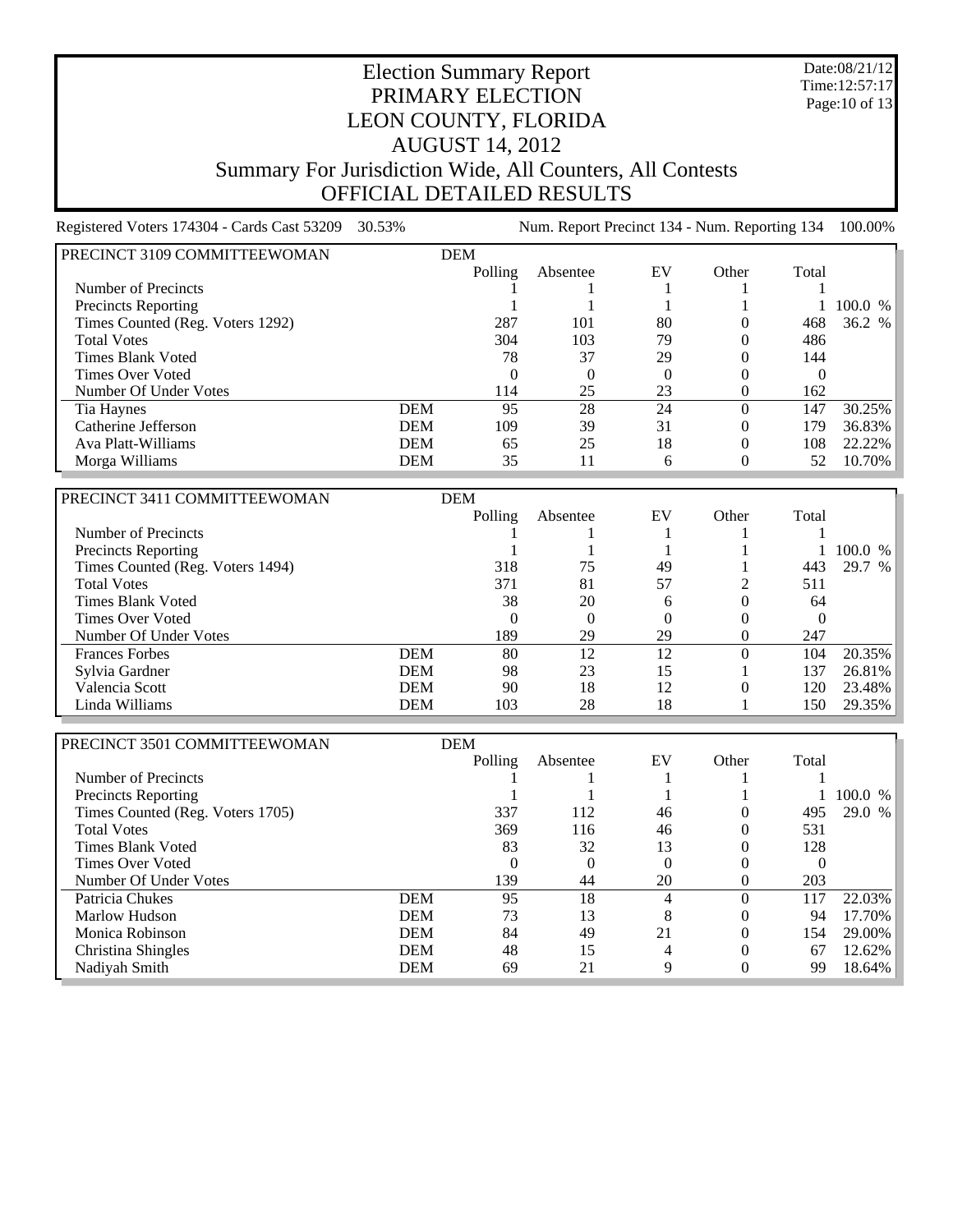# Election Summary Report
# PRIMARY ELECTION
# LEON COUNTY, FLORIDA
# AUGUST 14, 2012
## Summary For Jurisdiction Wide, All Counters, All Contests
## OFFICIAL DETAILED RESULTS

Date:08/21/12
Time:12:57:17

Registered Voters 174304 - Cards Cast 53209 30.53% Num. Report Precinct 134 - Num. Reporting 134 100.00%

| PRECINCT 3109 COMMITTEEWOMAN | DEM | | | | | | |
|---|---|---|---|---|---|---|---|
| | | Polling | Absentee | EV | Other | Total | |
| Number of Precincts | | 1 | 1 | 1 | 1 | 1 | |
| Precincts Reporting | | 1 | 1 | 1 | 1 | 1 | 100.0 % |
| Times Counted (Reg. Voters 1292) | | 287 | 101 | 80 | 0 | 468 | 36.2 % |
| Total Votes | | 304 | 103 | 79 | 0 | 486 | |
| Times Blank Voted | | 78 | 37 | 29 | 0 | 144 | |
| Times Over Voted | | 0 | 0 | 0 | 0 | 0 | |
| Number Of Under Votes | | 114 | 25 | 23 | 0 | 162 | |
| Tia Haynes | DEM | 95 | 28 | 24 | 0 | 147 | 30.25% |
| Catherine Jefferson | DEM | 109 | 39 | 31 | 0 | 179 | 36.83% |
| Ava Platt-Williams | DEM | 65 | 25 | 18 | 0 | 108 | 22.22% |
| Morga Williams | DEM | 35 | 11 | 6 | 0 | 52 | 10.70% |

| PRECINCT 3411 COMMITTEEWOMAN | DEM | | | | | | |
|---|---|---|---|---|---|---|---|
| | | Polling | Absentee | EV | Other | Total | |
| Number of Precincts | | 1 | 1 | 1 | 1 | 1 | |
| Precincts Reporting | | 1 | 1 | 1 | 1 | 1 | 100.0 % |
| Times Counted (Reg. Voters 1494) | | 318 | 75 | 49 | 1 | 443 | 29.7 % |
| Total Votes | | 371 | 81 | 57 | 2 | 511 | |
| Times Blank Voted | | 38 | 20 | 6 | 0 | 64 | |
| Times Over Voted | | 0 | 0 | 0 | 0 | 0 | |
| Number Of Under Votes | | 189 | 29 | 29 | 0 | 247 | |
| Frances Forbes | DEM | 80 | 12 | 12 | 0 | 104 | 20.35% |
| Sylvia Gardner | DEM | 98 | 23 | 15 | 1 | 137 | 26.81% |
| Valencia Scott | DEM | 90 | 18 | 12 | 0 | 120 | 23.48% |
| Linda Williams | DEM | 103 | 28 | 18 | 1 | 150 | 29.35% |

| PRECINCT 3501 COMMITTEEWOMAN | DEM | | | | | | |
|---|---|---|---|---|---|---|---|
| | | Polling | Absentee | EV | Other | Total | |
| Number of Precincts | | 1 | 1 | 1 | 1 | 1 | |
| Precincts Reporting | | 1 | 1 | 1 | 1 | 1 | 100.0 % |
| Times Counted (Reg. Voters 1705) | | 337 | 112 | 46 | 0 | 495 | 29.0 % |
| Total Votes | | 369 | 116 | 46 | 0 | 531 | |
| Times Blank Voted | | 83 | 32 | 13 | 0 | 128 | |
| Times Over Voted | | 0 | 0 | 0 | 0 | 0 | |
| Number Of Under Votes | | 139 | 44 | 20 | 0 | 203 | |
| Patricia Chukes | DEM | 95 | 18 | 4 | 0 | 117 | 22.03% |
| Marlow Hudson | DEM | 73 | 13 | 8 | 0 | 94 | 17.70% |
| Monica Robinson | DEM | 84 | 49 | 21 | 0 | 154 | 29.00% |
| Christina Shingles | DEM | 48 | 15 | 4 | 0 | 67 | 12.62% |
| Nadiyah Smith | DEM | 69 | 21 | 9 | 0 | 99 | 18.64% |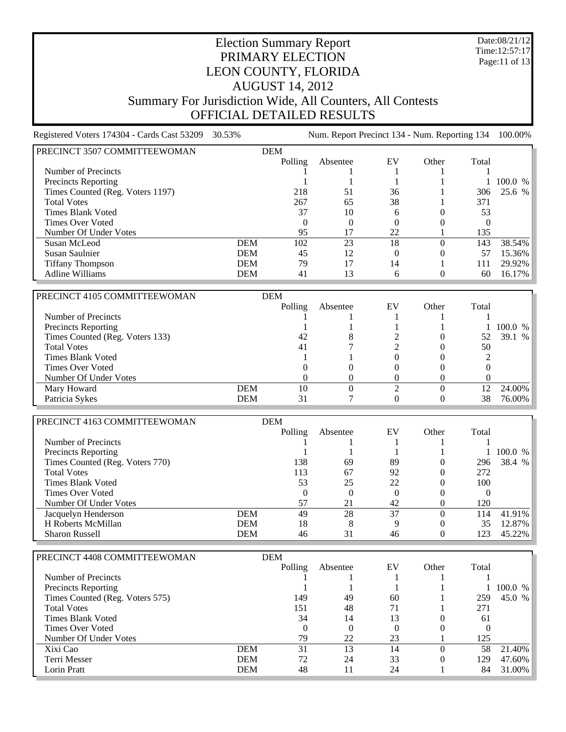# Election Summary Report

## PRIMARY ELECTION
## LEON COUNTY, FLORIDA
## AUGUST 14, 2012
## Summary For Jurisdiction Wide, All Counters, All Contests
## OFFICIAL DETAILED RESULTS

Date:08/21/12
Time:12:57:17

Registered Voters 174304 - Cards Cast 53209 30.53% Num. Report Precinct 134 - Num. Reporting 134 100.00%

| PRECINCT 3507 COMMITTEEWOMAN | DEM | | | | | | |
|---|---|---|---|---|---|---|---|
| | | Polling | Absentee | EV | Other | Total | |
| Number of Precincts | | 1 | 1 | 1 | 1 | 1 | |
| Precincts Reporting | | 1 | 1 | 1 | 1 | 1 | 100.0 % |
| Times Counted (Reg. Voters 1197) | | 218 | 51 | 36 | 1 | 306 | 25.6 % |
| Total Votes | | 267 | 65 | 38 | 1 | 371 | |
| Times Blank Voted | | 37 | 10 | 6 | 0 | 53 | |
| Times Over Voted | | 0 | 0 | 0 | 0 | 0 | |
| Number Of Under Votes | | 95 | 17 | 22 | 1 | 135 | |
| Susan McLeod | DEM | 102 | 23 | 18 | 0 | 143 | 38.54% |
| Susan Saulnier | DEM | 45 | 12 | 0 | 0 | 57 | 15.36% |
| Tiffany Thompson | DEM | 79 | 17 | 14 | 1 | 111 | 29.92% |
| Adline Williams | DEM | 41 | 13 | 6 | 0 | 60 | 16.17% |

| PRECINCT 4105 COMMITTEEWOMAN | DEM | | | | | | |
|---|---|---|---|---|---|---|---|
| | | Polling | Absentee | EV | Other | Total | |
| Number of Precincts | | 1 | 1 | 1 | 1 | 1 | |
| Precincts Reporting | | 1 | 1 | 1 | 1 | 1 | 100.0 % |
| Times Counted (Reg. Voters 133) | | 42 | 8 | 2 | 0 | 52 | 39.1 % |
| Total Votes | | 41 | 7 | 2 | 0 | 50 | |
| Times Blank Voted | | 1 | 1 | 0 | 0 | 2 | |
| Times Over Voted | | 0 | 0 | 0 | 0 | 0 | |
| Number Of Under Votes | | 0 | 0 | 0 | 0 | 0 | |
| Mary Howard | DEM | 10 | 0 | 2 | 0 | 12 | 24.00% |
| Patricia Sykes | DEM | 31 | 7 | 0 | 0 | 38 | 76.00% |

| PRECINCT 4163 COMMITTEEWOMAN | DEM | | | | | | |
|---|---|---|---|---|---|---|---|
| | | Polling | Absentee | EV | Other | Total | |
| Number of Precincts | | 1 | 1 | 1 | 1 | 1 | |
| Precincts Reporting | | 1 | 1 | 1 | 1 | 1 | 100.0 % |
| Times Counted (Reg. Voters 770) | | 138 | 69 | 89 | 0 | 296 | 38.4 % |
| Total Votes | | 113 | 67 | 92 | 0 | 272 | |
| Times Blank Voted | | 53 | 25 | 22 | 0 | 100 | |
| Times Over Voted | | 0 | 0 | 0 | 0 | 0 | |
| Number Of Under Votes | | 57 | 21 | 42 | 0 | 120 | |
| Jacquelyn Henderson | DEM | 49 | 28 | 37 | 0 | 114 | 41.91% |
| H Roberts McMillan | DEM | 18 | 8 | 9 | 0 | 35 | 12.87% |
| Sharon Russell | DEM | 46 | 31 | 46 | 0 | 123 | 45.22% |

| PRECINCT 4408 COMMITTEEWOMAN | DEM | | | | | | |
|---|---|---|---|---|---|---|---|
| | | Polling | Absentee | EV | Other | Total | |
| Number of Precincts | | 1 | 1 | 1 | 1 | 1 | |
| Precincts Reporting | | 1 | 1 | 1 | 1 | 1 | 100.0 % |
| Times Counted (Reg. Voters 575) | | 149 | 49 | 60 | 1 | 259 | 45.0 % |
| Total Votes | | 151 | 48 | 71 | 1 | 271 | |
| Times Blank Voted | | 34 | 14 | 13 | 0 | 61 | |
| Times Over Voted | | 0 | 0 | 0 | 0 | 0 | |
| Number Of Under Votes | | 79 | 22 | 23 | 1 | 125 | |
| Xixi Cao | DEM | 31 | 13 | 14 | 0 | 58 | 21.40% |
| Terri Messer | DEM | 72 | 24 | 33 | 0 | 129 | 47.60% |
| Lorin Pratt | DEM | 48 | 11 | 24 | 1 | 84 | 31.00% |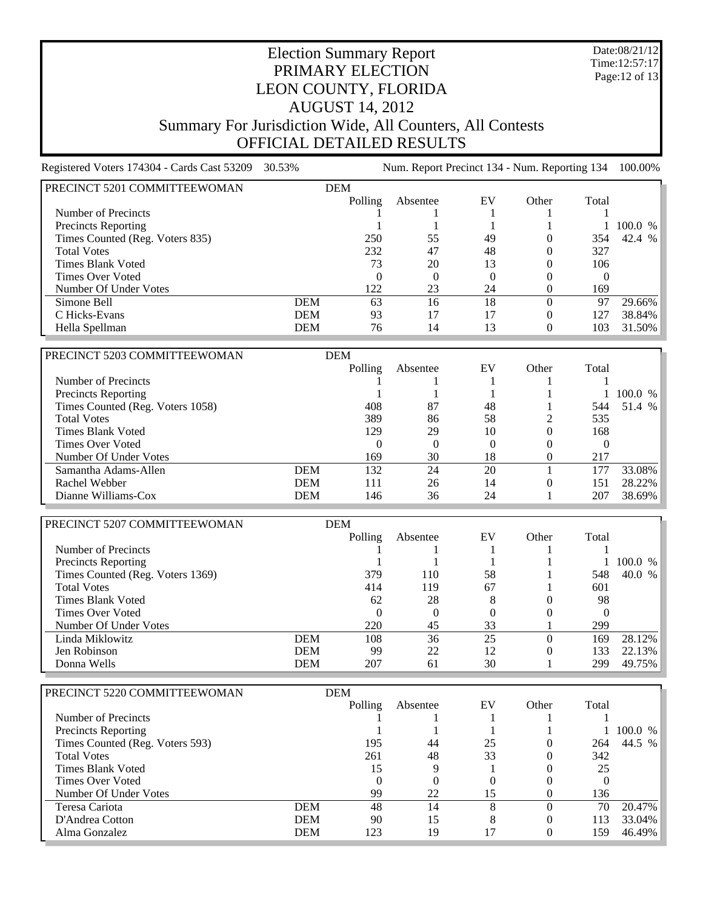# Election Summary Report
# PRIMARY ELECTION
# LEON COUNTY, FLORIDA
# AUGUST 14, 2012
## Summary For Jurisdiction Wide, All Counters, All Contests
## OFFICIAL DETAILED RESULTS

Date:08/21/12
Time:12:57:17

Registered Voters 174304 - Cards Cast 53209 30.53% Num. Report Precinct 134 - Num. Reporting 134 100.00%

| PRECINCT 5201 COMMITTEEWOMAN | DEM | | | | | | |
|---|---|---|---|---|---|---|---|
| | | Polling | Absentee | EV | Other | Total | |
| Number of Precincts | | 1 | 1 | 1 | 1 | 1 | |
| Precincts Reporting | | 1 | 1 | 1 | 1 | 1 | 100.0 % |
| Times Counted (Reg. Voters 835) | | 250 | 55 | 49 | 0 | 354 | 42.4 % |
| Total Votes | | 232 | 47 | 48 | 0 | 327 | |
| Times Blank Voted | | 73 | 20 | 13 | 0 | 106 | |
| Times Over Voted | | 0 | 0 | 0 | 0 | 0 | |
| Number Of Under Votes | | 122 | 23 | 24 | 0 | 169 | |
| Simone Bell | DEM | 63 | 16 | 18 | 0 | 97 | 29.66% |
| C Hicks-Evans | DEM | 93 | 17 | 17 | 0 | 127 | 38.84% |
| Hella Spellman | DEM | 76 | 14 | 13 | 0 | 103 | 31.50% |

| PRECINCT 5203 COMMITTEEWOMAN | DEM | | | | | | |
|---|---|---|---|---|---|---|---|
| | | Polling | Absentee | EV | Other | Total | |
| Number of Precincts | | 1 | 1 | 1 | 1 | 1 | |
| Precincts Reporting | | 1 | 1 | 1 | 1 | 1 | 100.0 % |
| Times Counted (Reg. Voters 1058) | | 408 | 87 | 48 | 1 | 544 | 51.4 % |
| Total Votes | | 389 | 86 | 58 | 2 | 535 | |
| Times Blank Voted | | 129 | 29 | 10 | 0 | 168 | |
| Times Over Voted | | 0 | 0 | 0 | 0 | 0 | |
| Number Of Under Votes | | 169 | 30 | 18 | 0 | 217 | |
| Samantha Adams-Allen | DEM | 132 | 24 | 20 | 1 | 177 | 33.08% |
| Rachel Webber | DEM | 111 | 26 | 14 | 0 | 151 | 28.22% |
| Dianne Williams-Cox | DEM | 146 | 36 | 24 | 1 | 207 | 38.69% |

| PRECINCT 5207 COMMITTEEWOMAN | DEM | | | | | | |
|---|---|---|---|---|---|---|---|
| | | Polling | Absentee | EV | Other | Total | |
| Number of Precincts | | 1 | 1 | 1 | 1 | 1 | |
| Precincts Reporting | | 1 | 1 | 1 | 1 | 1 | 100.0 % |
| Times Counted (Reg. Voters 1369) | | 379 | 110 | 58 | 1 | 548 | 40.0 % |
| Total Votes | | 414 | 119 | 67 | 1 | 601 | |
| Times Blank Voted | | 62 | 28 | 8 | 0 | 98 | |
| Times Over Voted | | 0 | 0 | 0 | 0 | 0 | |
| Number Of Under Votes | | 220 | 45 | 33 | 1 | 299 | |
| Linda Miklowitz | DEM | 108 | 36 | 25 | 0 | 169 | 28.12% |
| Jen Robinson | DEM | 99 | 22 | 12 | 0 | 133 | 22.13% |
| Donna Wells | DEM | 207 | 61 | 30 | 1 | 299 | 49.75% |

| PRECINCT 5220 COMMITTEEWOMAN | DEM | | | | | | |
|---|---|---|---|---|---|---|---|
| | | Polling | Absentee | EV | Other | Total | |
| Number of Precincts | | 1 | 1 | 1 | 1 | 1 | |
| Precincts Reporting | | 1 | 1 | 1 | 1 | 1 | 100.0 % |
| Times Counted (Reg. Voters 593) | | 195 | 44 | 25 | 0 | 264 | 44.5 % |
| Total Votes | | 261 | 48 | 33 | 0 | 342 | |
| Times Blank Voted | | 15 | 9 | 1 | 0 | 25 | |
| Times Over Voted | | 0 | 0 | 0 | 0 | 0 | |
| Number Of Under Votes | | 99 | 22 | 15 | 0 | 136 | |
| Teresa Cariota | DEM | 48 | 14 | 8 | 0 | 70 | 20.47% |
| D'Andrea Cotton | DEM | 90 | 15 | 8 | 0 | 113 | 33.04% |
| Alma Gonzalez | DEM | 123 | 19 | 17 | 0 | 159 | 46.49% |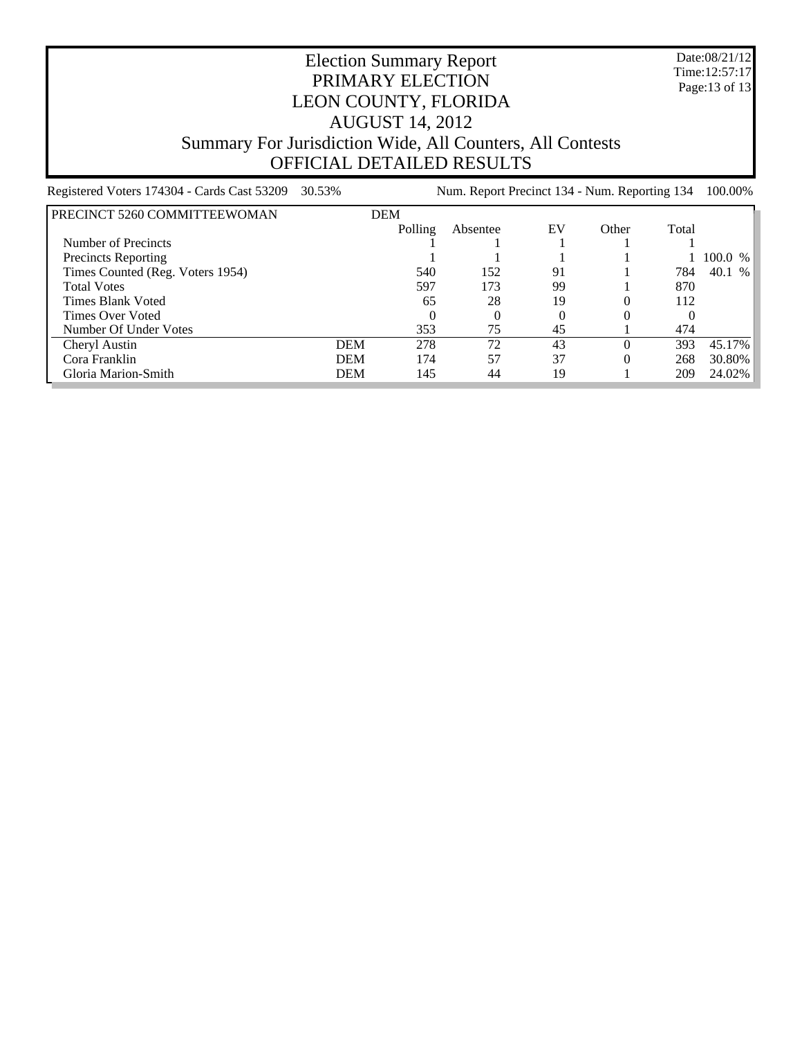# Election Summary Report
## PRIMARY ELECTION
## LEON COUNTY, FLORIDA
## AUGUST 14, 2012
## Summary For Jurisdiction Wide, All Counters, All Contests
## OFFICIAL DETAILED RESULTS

Date:08/21/12
Time:12:57:17

Registered Voters 174304 - Cards Cast 53209 30.53% Num. Report Precinct 134 - Num. Reporting 134 100.00%

| PRECINCT 5260 COMMITTEEWOMAN | DEM | | | | | | |
|---|---|---|---|---|---|---|---|
| | | Polling | Absentee | EV | Other | Total | |
| Number of Precincts | | 1 | 1 | 1 | 1 | 1 | |
| Precincts Reporting | | 1 | 1 | 1 | 1 | 1 | 100.0 % |
| Times Counted (Reg. Voters 1954) | | 540 | 152 | 91 | 1 | 784 | 40.1 % |
| Total Votes | | 597 | 173 | 99 | 1 | 870 | |
| Times Blank Voted | | 65 | 28 | 19 | 0 | 112 | |
| Times Over Voted | | 0 | 0 | 0 | 0 | 0 | |
| Number Of Under Votes | | 353 | 75 | 45 | 1 | 474 | |
| Cheryl Austin | DEM | 278 | 72 | 43 | 0 | 393 | 45.17% |
| Cora Franklin | DEM | 174 | 57 | 37 | 0 | 268 | 30.80% |
| Gloria Marion-Smith | DEM | 145 | 44 | 19 | 1 | 209 | 24.02% |